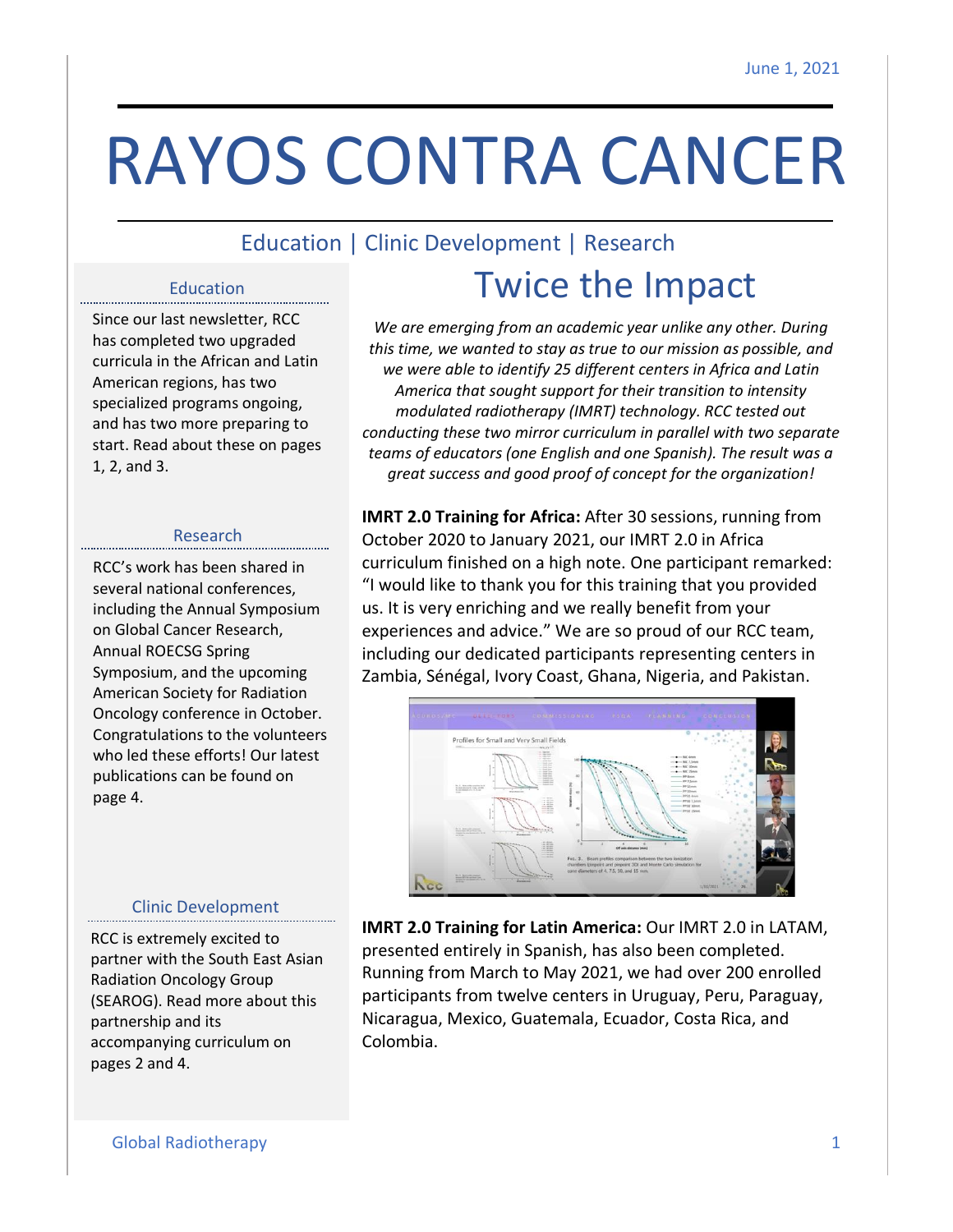June 1, 2021

# RAYOS CONTRA CANCER

Education | Clinic Development | Research

## Twice the Impact

*We are emerging from an academic year unlike any other. During this time, we wanted to stay as true to our mission as possible, and we were able to identify 25 different centers in Africa and Latin America that sought support for their transition to intensity modulated radiotherapy (IMRT) technology. RCC tested out conducting these two mirror curriculum in parallel with two separate teams of educators (one English and one Spanish). The result was a great success and good proof of concept for the organization!*

**IMRT 2.0 Training for Africa:** After 30 sessions, running from October 2020 to January 2021, our IMRT 2.0 in Africa curriculum finished on a high note. One participant remarked: "I would like to thank you for this training that you provided us. It is very enriching and we really benefit from your experiences and advice." We are so proud of our RCC team, including our dedicated participants representing centers in Zambia, Sénégal, Ivory Coast, Ghana, Nigeria, and Pakistan.

**IMRT 2.0 Training for Latin America:** Our IMRT 2.0 in LATAM, presented entirely in Spanish, has also been completed. Running from March to May 2021, we had over 200 enrolled participants from twelve centers in Uruguay, Peru, Paraguay, Nicaragua, Mexico, Guatemala, Ecuador, Costa Rica, and Colombia.

### Education

Since our last newsletter, RCC has completed two upgraded curricula in the African and Latin American regions, has two specialized programs ongoing, and has two more preparing to start. Read about these on pages 1, 2, and 3.

### Research

RCC's work has been shared in several national conferences, including the Annual Symposium on Global Cancer Research, Annual ROECSG Spring Symposium, and the upcoming American Society for Radiation Oncology conference in October. Congratulations to the volunteers who led these efforts! Our latest publications can be found on page 4.

### Clinic Development

RCC is extremely excited to partner with the South East Asian Radiation Oncology Group (SEAROG). Read more about this partnership and its accompanying curriculum on pages 2 and 4.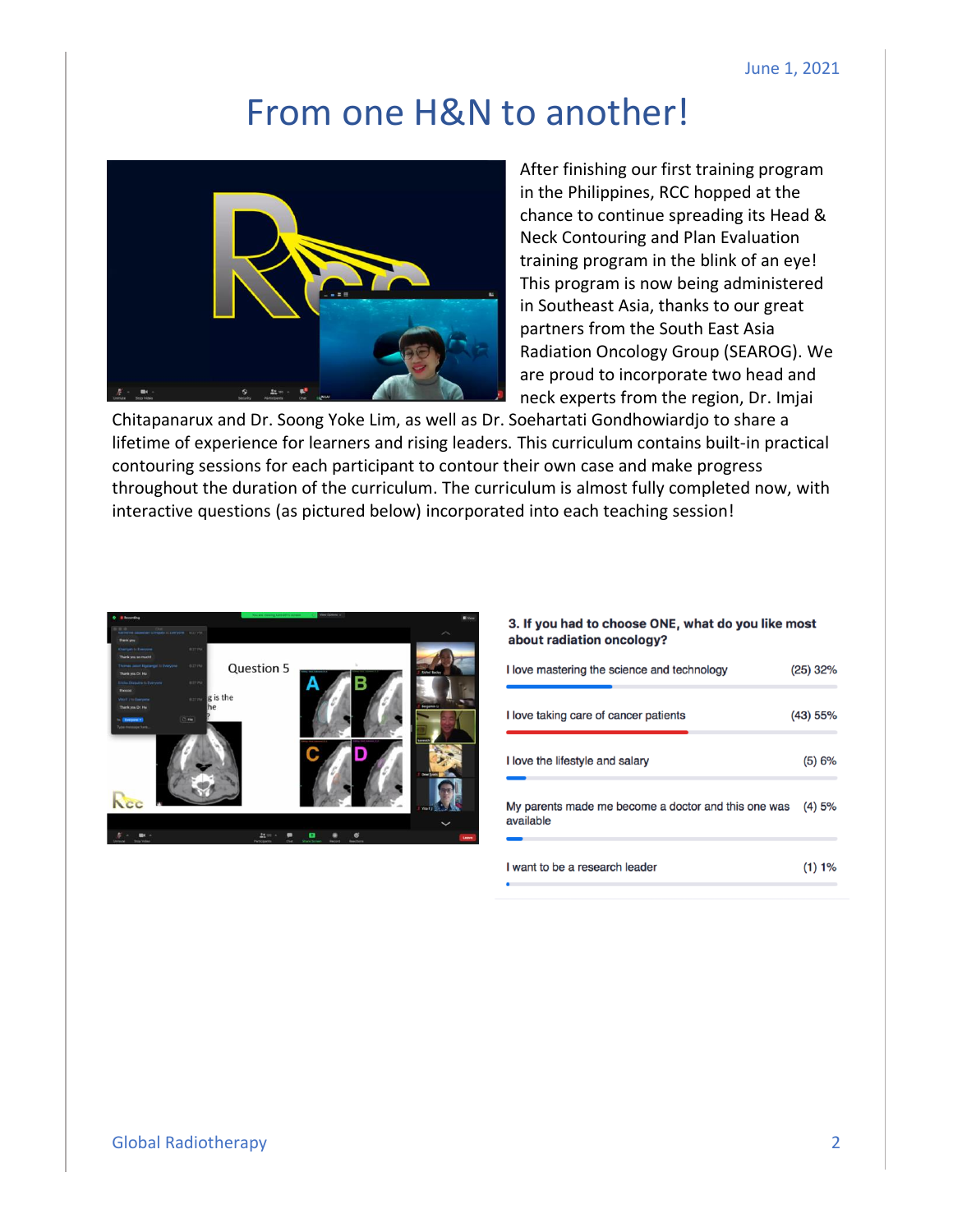# From one H&N to another!

After finishing our first training program in the Philippines, RCC hopped at the chance to continue spreading its Head & Neck Contouring and Plan Evaluation training program in the blink of an eye! This program is now being administered in Southeast Asia, thanks to our great partners from the South East Asia Radiation Oncology Group (SEAROG). We are proud to incorporate two head and neck experts from the region, Dr. Imjai Chitapanarux and Dr. Soong Yoke Lim, as well as Dr. Soehartati Gondhowiardjo to share a lifetime of experience for learners and rising leaders. This curriculum contains built-in practical contouring sessions for each participant to contour their own case and make progress throughout the duration of the curriculum. The curriculum is almost fully completed now, with interactive questions (as pictured below) incorporated into each teaching session!

**3. If you had to choose ONE, what do you like most about radiation oncology?**

| Answer | Responses |
|---|---|
| I love mastering the science and technology | (25) 32% |
| I love taking care of cancer patients | (43) 55% |
| I love the lifestyle and salary | (5) 6% |
| My parents made me become a doctor and this one was available | (4) 5% |
| I want to be a research leader | (1) 1% |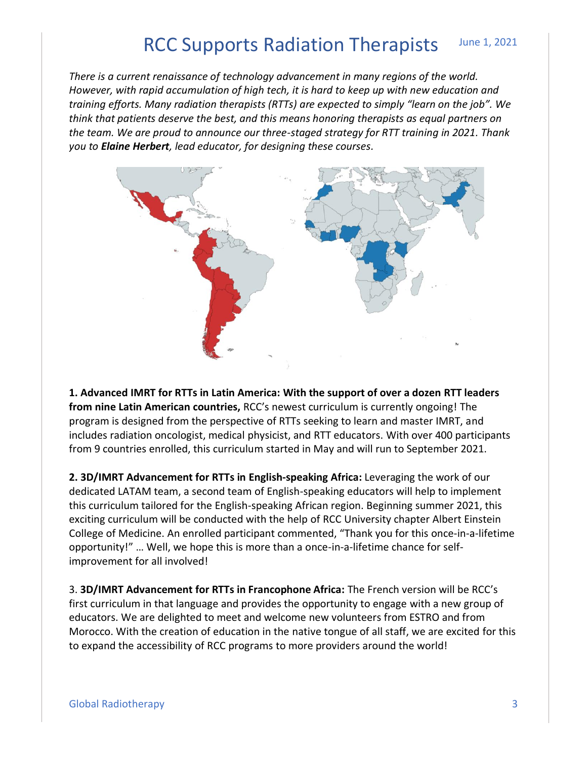# RCC Supports Radiation Therapists

June 1, 2021

*There is a current renaissance of technology advancement in many regions of the world. However, with rapid accumulation of high tech, it is hard to keep up with new education and training efforts. Many radiation therapists (RTTs) are expected to simply "learn on the job". We think that patients deserve the best, and this means honoring therapists as equal partners on the team. We are proud to announce our three-staged strategy for RTT training in 2021. Thank you to* ***Elaine Herbert****, lead educator, for designing these courses.*

**1. Advanced IMRT for RTTs in Latin America: With the support of over a dozen RTT leaders from nine Latin American countries,** RCC's newest curriculum is currently ongoing! The program is designed from the perspective of RTTs seeking to learn and master IMRT, and includes radiation oncologist, medical physicist, and RTT educators. With over 400 participants from 9 countries enrolled, this curriculum started in May and will run to September 2021.

**2. 3D/IMRT Advancement for RTTs in English-speaking Africa:** Leveraging the work of our dedicated LATAM team, a second team of English-speaking educators will help to implement this curriculum tailored for the English-speaking African region. Beginning summer 2021, this exciting curriculum will be conducted with the help of RCC University chapter Albert Einstein College of Medicine. An enrolled participant commented, "Thank you for this once-in-a-lifetime opportunity!" … Well, we hope this is more than a once-in-a-lifetime chance for self-improvement for all involved!

3. **3D/IMRT Advancement for RTTs in Francophone Africa:** The French version will be RCC's first curriculum in that language and provides the opportunity to engage with a new group of educators. We are delighted to meet and welcome new volunteers from ESTRO and from Morocco. With the creation of education in the native tongue of all staff, we are excited for this to expand the accessibility of RCC programs to more providers around the world!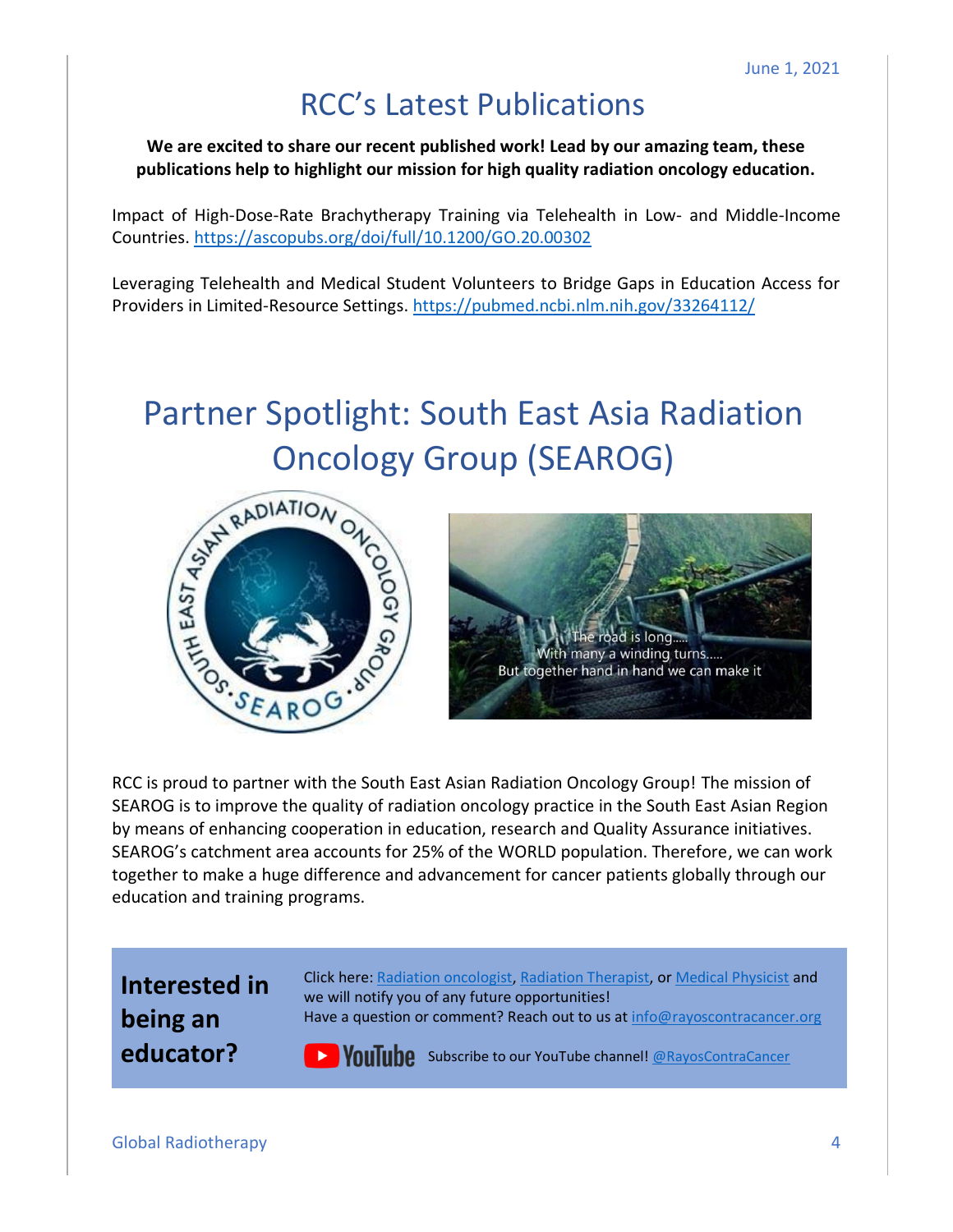June 1, 2021

# RCC's Latest Publications

**We are excited to share our recent published work! Lead by our amazing team, these publications help to highlight our mission for high quality radiation oncology education.**

Impact of High-Dose-Rate Brachytherapy Training via Telehealth in Low- and Middle-Income Countries. https://ascopubs.org/doi/full/10.1200/GO.20.00302

Leveraging Telehealth and Medical Student Volunteers to Bridge Gaps in Education Access for Providers in Limited-Resource Settings. https://pubmed.ncbi.nlm.nih.gov/33264112/

# Partner Spotlight: South East Asia Radiation Oncology Group (SEAROG)

RCC is proud to partner with the South East Asian Radiation Oncology Group! The mission of SEAROG is to improve the quality of radiation oncology practice in the South East Asian Region by means of enhancing cooperation in education, research and Quality Assurance initiatives. SEAROG's catchment area accounts for 25% of the WORLD population. Therefore, we can work together to make a huge difference and advancement for cancer patients globally through our education and training programs.

**Interested in being an educator?**

Click here: Radiation oncologist, Radiation Therapist, or Medical Physicist and we will notify you of any future opportunities!
Have a question or comment? Reach out to us at info@rayoscontracancer.org

Subscribe to our YouTube channel! @RayosContraCancer